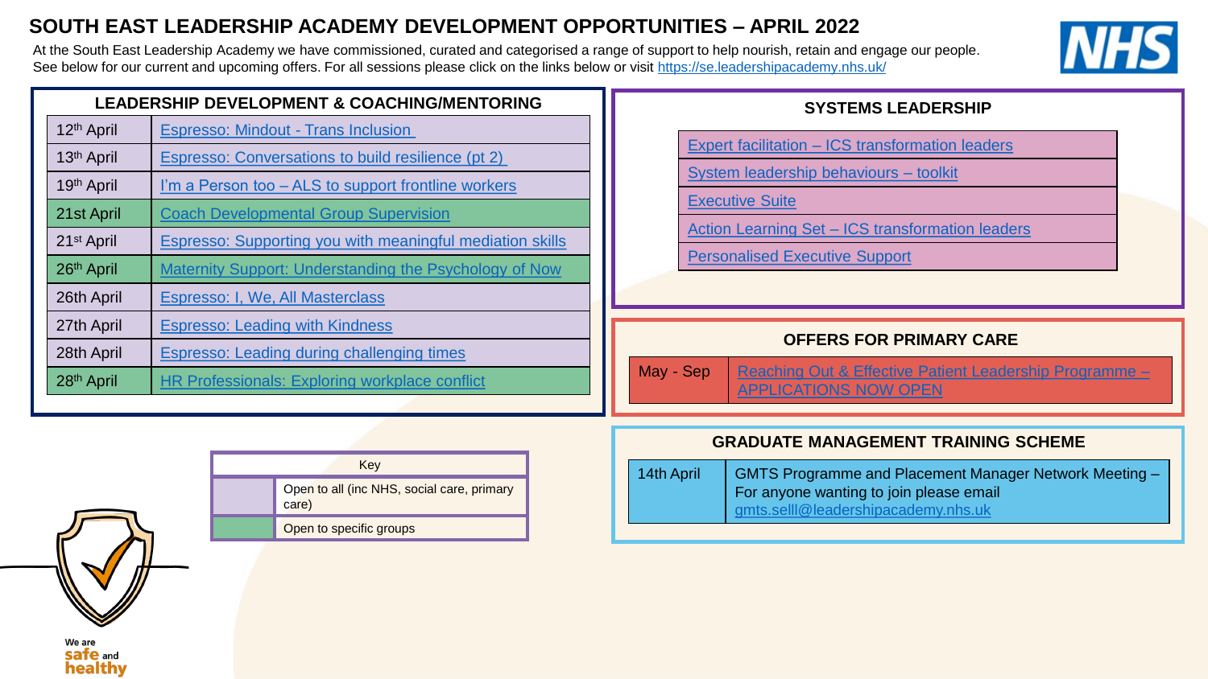# SOUTH EAST LEADERSHIP ACADEMY DEVELOPMENT OPPORTUNITIES – APRIL 2022

At the South East Leadership Academy we have commissioned, curated and categorised a range of support to help nourish, retain and engage our people. See below for our current and upcoming offers. For all sessions please click on the links below or visit https://se.leadershipacademy.nhs.uk/

## LEADERSHIP DEVELOPMENT & COACHING/MENTORING

| Date | Session |
| --- | --- |
| 12th April | Espresso: Mindout - Trans Inclusion |
| 13th April | Espresso: Conversations to build resilience (pt 2) |
| 19th April | I'm a Person too – ALS to support frontline workers |
| 21st April | Coach Developmental Group Supervision |
| 21st April | Espresso: Supporting you with meaningful mediation skills |
| 26th April | Maternity Support: Understanding the Psychology of Now |
| 26th April | Espresso: I, We, All Masterclass |
| 27th April | Espresso: Leading with Kindness |
| 28th April | Espresso: Leading during challenging times |
| 28th April | HR Professionals: Exploring workplace conflict |

| Key | |
| --- | --- |
| (purple) | Open to all (inc NHS, social care, primary care) |
| (green) | Open to specific groups |

## SYSTEMS LEADERSHIP

- Expert facilitation – ICS transformation leaders
- System leadership behaviours – toolkit
- Executive Suite
- Action Learning Set – ICS transformation leaders
- Personalised Executive Support

## OFFERS FOR PRIMARY CARE

| Date | Offer |
| --- | --- |
| May - Sep | Reaching Out & Effective Patient Leadership Programme – APPLICATIONS NOW OPEN |

## GRADUATE MANAGEMENT TRAINING SCHEME

| Date | Event |
| --- | --- |
| 14th April | GMTS Programme and Placement Manager Network Meeting – For anyone wanting to join please email gmts.selll@leadershipacademy.nhs.uk |

We are safe and healthy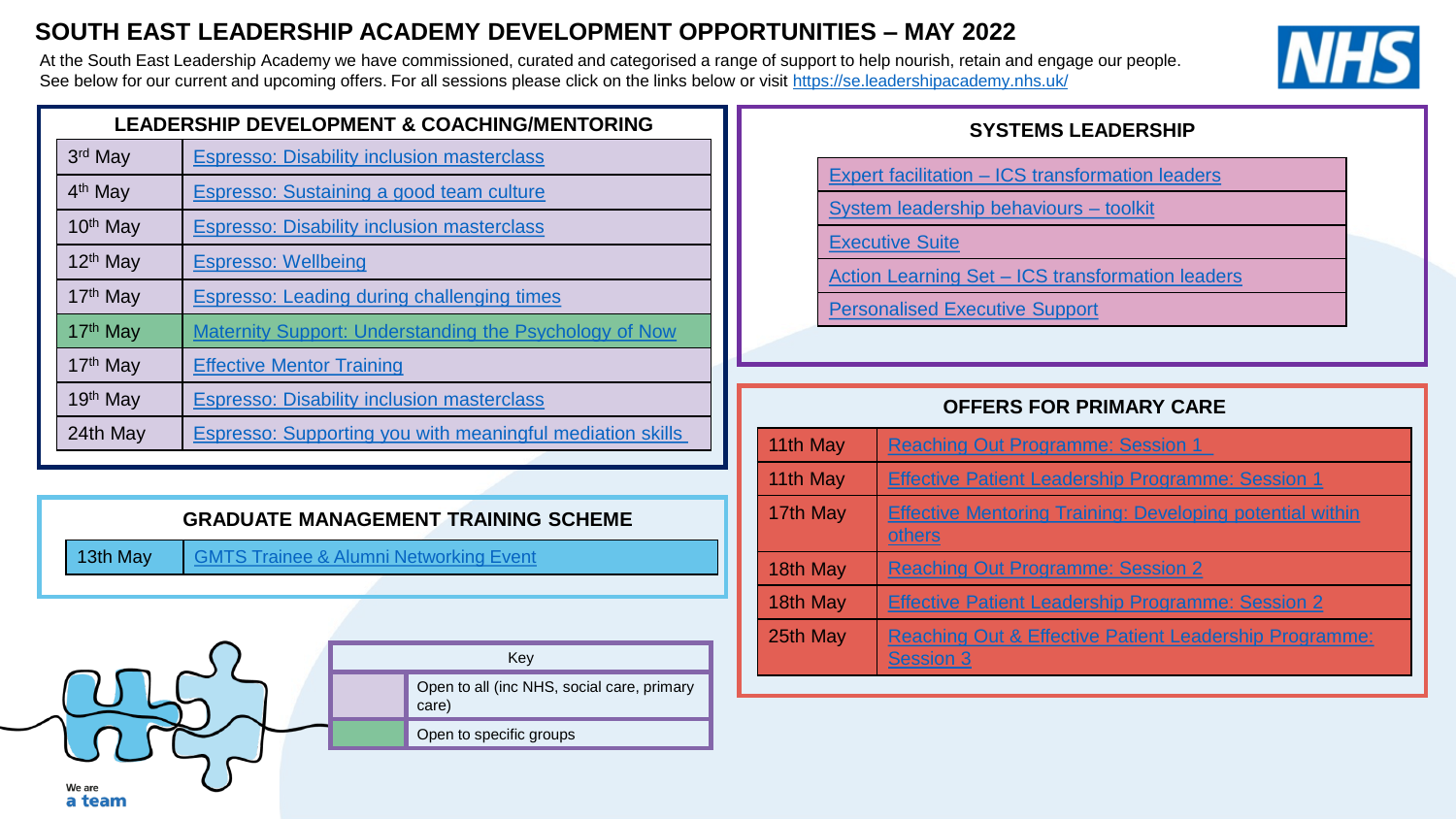# SOUTH EAST LEADERSHIP ACADEMY DEVELOPMENT OPPORTUNITIES – MAY 2022

At the South East Leadership Academy we have commissioned, curated and categorised a range of support to help nourish, retain and engage our people. See below for our current and upcoming offers. For all sessions please click on the links below or visit https://se.leadershipacademy.nhs.uk/

## LEADERSHIP DEVELOPMENT & COACHING/MENTORING

| Date | Session |
| --- | --- |
| 3rd May | Espresso: Disability inclusion masterclass |
| 4th May | Espresso: Sustaining a good team culture |
| 10th May | Espresso: Disability inclusion masterclass |
| 12th May | Espresso: Wellbeing |
| 17th May | Espresso: Leading during challenging times |
| 17th May | Maternity Support: Understanding the Psychology of Now |
| 17th May | Effective Mentor Training |
| 19th May | Espresso: Disability inclusion masterclass |
| 24th May | Espresso: Supporting you with meaningful mediation skills |

## GRADUATE MANAGEMENT TRAINING SCHEME

| Date | Session |
| --- | --- |
| 13th May | GMTS Trainee & Alumni Networking Event |

| Key | |
| --- | --- |
| (purple) | Open to all (inc NHS, social care, primary care) |
| (green) | Open to specific groups |

## SYSTEMS LEADERSHIP

- Expert facilitation – ICS transformation leaders
- System leadership behaviours – toolkit
- Executive Suite
- Action Learning Set – ICS transformation leaders
- Personalised Executive Support

## OFFERS FOR PRIMARY CARE

| Date | Session |
| --- | --- |
| 11th May | Reaching Out Programme: Session 1 |
| 11th May | Effective Patient Leadership Programme: Session 1 |
| 17th May | Effective Mentoring Training: Developing potential within others |
| 18th May | Reaching Out Programme: Session 2 |
| 18th May | Effective Patient Leadership Programme: Session 2 |
| 25th May | Reaching Out & Effective Patient Leadership Programme: Session 3 |

We are a team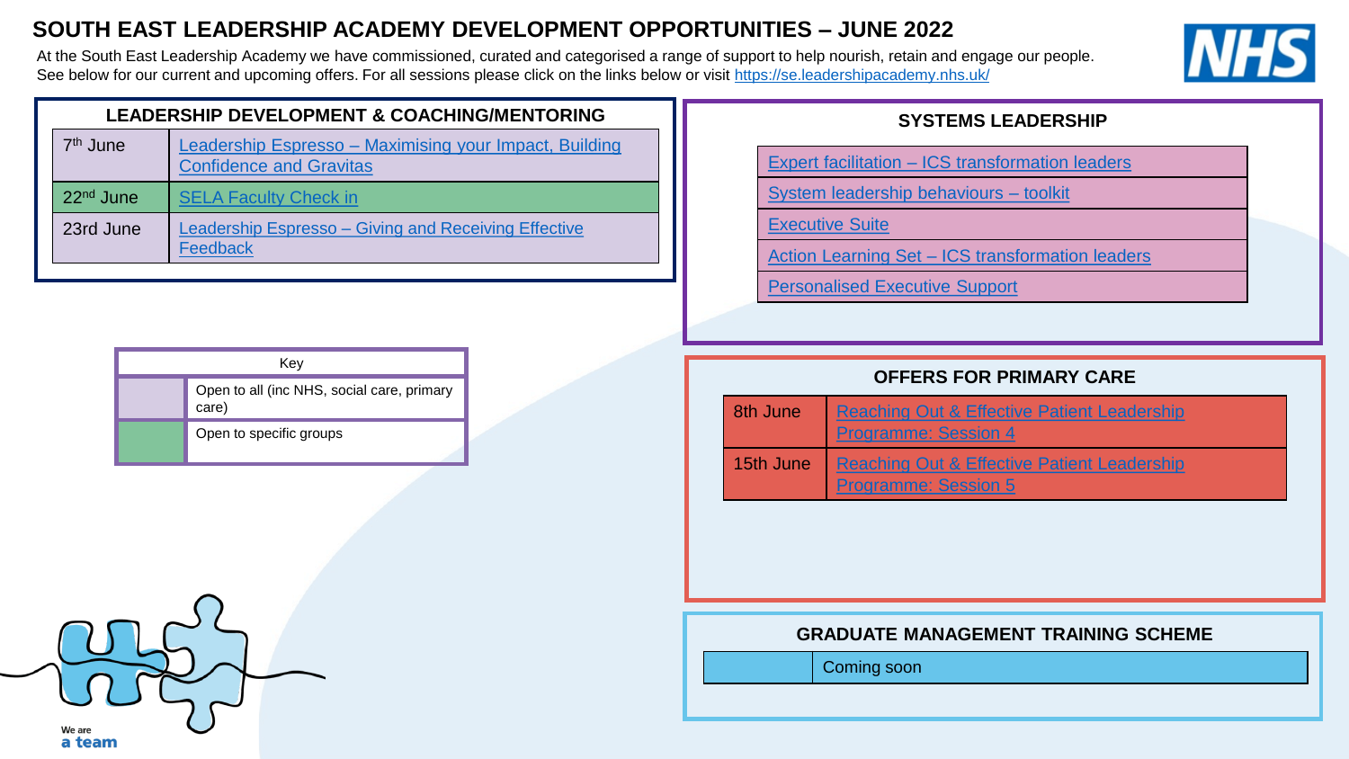# SOUTH EAST LEADERSHIP ACADEMY DEVELOPMENT OPPORTUNITIES – JUNE 2022

At the South East Leadership Academy we have commissioned, curated and categorised a range of support to help nourish, retain and engage our people. See below for our current and upcoming offers. For all sessions please click on the links below or visit https://se.leadershipacademy.nhs.uk/

NHS

## LEADERSHIP DEVELOPMENT & COACHING/MENTORING

| Date | Session |
| --- | --- |
| 7th June | Leadership Espresso – Maximising your Impact, Building Confidence and Gravitas |
| 22nd June | SELA Faculty Check in |
| 23rd June | Leadership Espresso – Giving and Receiving Effective Feedback |

## Key

| Key | |
| --- | --- |
| (lilac) | Open to all (inc NHS, social care, primary care) |
| (green) | Open to specific groups |

## SYSTEMS LEADERSHIP

- Expert facilitation – ICS transformation leaders
- System leadership behaviours – toolkit
- Executive Suite
- Action Learning Set – ICS transformation leaders
- Personalised Executive Support

## OFFERS FOR PRIMARY CARE

| Date | Session |
| --- | --- |
| 8th June | Reaching Out & Effective Patient Leadership Programme: Session 4 |
| 15th June | Reaching Out & Effective Patient Leadership Programme: Session 5 |

## GRADUATE MANAGEMENT TRAINING SCHEME

| | |
| --- | --- |
| | Coming soon |

We are a team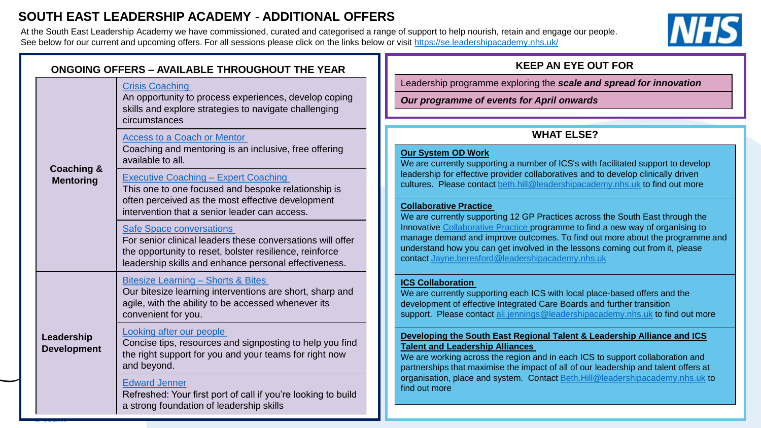# SOUTH EAST LEADERSHIP ACADEMY - ADDITIONAL OFFERS

At the South East Leadership Academy we have commissioned, curated and categorised a range of support to help nourish, retain and engage our people. See below for our current and upcoming offers. For all sessions please click on the links below or visit https://se.leadershipacademy.nhs.uk/

## ONGOING OFFERS – AVAILABLE THROUGHOUT THE YEAR

| | |
|---|---|
| **Coaching & Mentoring** | Crisis Coaching<br>An opportunity to process experiences, develop coping skills and explore strategies to navigate challenging circumstances |
| | Access to a Coach or Mentor<br>Coaching and mentoring is an inclusive, free offering available to all. |
| | Executive Coaching – Expert Coaching<br>This one to one focused and bespoke relationship is often perceived as the most effective development intervention that a senior leader can access. |
| | Safe Space conversations<br>For senior clinical leaders these conversations will offer the opportunity to reset, bolster resilience, reinforce leadership skills and enhance personal effectiveness. |
| **Leadership Development** | Bitesize Learning – Shorts & Bites<br>Our bitesize learning interventions are short, sharp and agile, with the ability to be accessed whenever its convenient for you. |
| | Looking after our people<br>Concise tips, resources and signposting to help you find the right support for you and your teams for right now and beyond. |
| | Edward Jenner<br>Refreshed: Your first port of call if you're looking to build a strong foundation of leadership skills |

## KEEP AN EYE OUT FOR

- Leadership programme exploring the ***scale and spread for innovation***
- ***Our programme of events for April onwards***

## WHAT ELSE?

**Our System OD Work**
We are currently supporting a number of ICS's with facilitated support to develop leadership for effective provider collaboratives and to develop clinically driven cultures. Please contact beth.hill@leadershipacademy.nhs.uk to find out more

**Collaborative Practice**
We are currently supporting 12 GP Practices across the South East through the Innovative Collaborative Practice programme to find a new way of organising to manage demand and improve outcomes. To find out more about the programme and understand how you can get involved in the lessons coming out from it, please contact Jayne.beresford@leadershipacademy.nhs.uk

**ICS Collaboration**
We are currently supporting each ICS with local place-based offers and the development of effective Integrated Care Boards and further transition support. Please contact ali.jennings@leadershipacademy.nhs.uk to find out more

**Developing the South East Regional Talent & Leadership Alliance and ICS Talent and Leadership Alliances**
We are working across the region and in each ICS to support collaboration and partnerships that maximise the impact of all of our leadership and talent offers at organisation, place and system. Contact Beth.Hill@leadershipacademy.nhs.uk to find out more